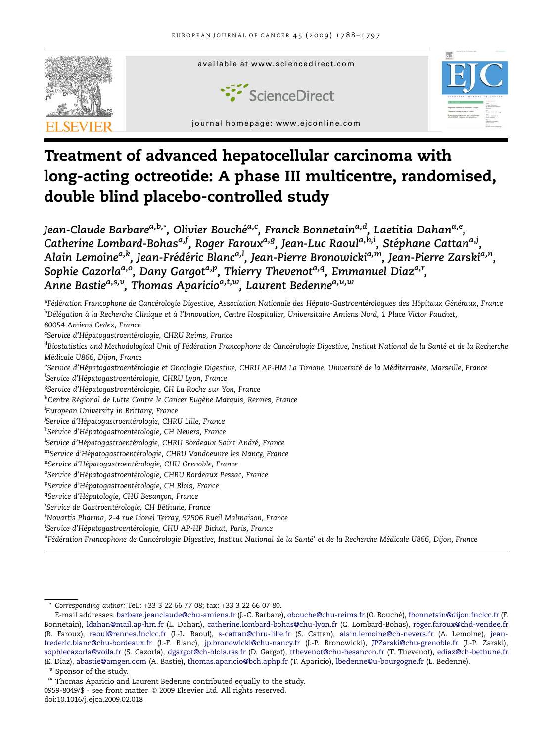available at www.sciencedirect.com

journal homepage: www.ejconline.com

# Treatment of advanced hepatocellular carcinoma with long-acting octreotide: A phase III multicentre, randomised, double blind placebo-controlled study

*Jean-Claude Barbare[a,b,*], Olivier Bouché[a,c], Franck Bonnetain[a,d], Laetitia Dahan[a,e], Catherine Lombard-Bohas[a,f], Roger Faroux[a,g], Jean-Luc Raoul[a,h,i], Stéphane Cattan[a,j], Alain Lemoine[a,k], Jean-Frédéric Blanc[a,l], Jean-Pierre Bronowicki[a,m], Jean-Pierre Zarski[a,n], Sophie Cazorla[a,o], Dany Gargot[a,p], Thierry Thevenot[a,q], Emmanuel Diaz[a,r], Anne Bastie[a,s,v], Thomas Aparicio[a,t,w], Laurent Bedenne[a,u,w]*

[a] *Fédération Francophone de Cancérologie Digestive, Association Nationale des Hépato-Gastroentérologues des Hôpitaux Généraux, France*
[b] *Délégation à la Recherche Clinique et à l'Innovation, Centre Hospitalier, Universitaire Amiens Nord, 1 Place Victor Pauchet, 80054 Amiens Cedex, France*
[c] *Service d'Hépatogastroentérologie, CHRU Reims, France*
[d] *Biostatistics and Methodological Unit of Fédération Francophone de Cancérologie Digestive, Institut National de la Santé et de la Recherche Médicale U866, Dijon, France*
[e] *Service d'Hépatogastroentérologie et Oncologie Digestive, CHRU AP-HM La Timone, Université de la Méditerranée, Marseille, France*
[f] *Service d'Hépatogastroentérologie, CHRU Lyon, France*
[g] *Service d'Hépatogastroentérologie, CH La Roche sur Yon, France*
[h] *Centre Régional de Lutte Contre le Cancer Eugène Marquis, Rennes, France*
[i] *European University in Brittany, France*
[j] *Service d'Hépatogastroentérologie, CHRU Lille, France*
[k] *Service d'Hépatogastroentérologie, CH Nevers, France*
[l] *Service d'Hépatogastroentérologie, CHRU Bordeaux Saint André, France*
[m] *Service d'Hépatogastroentérologie, CHRU Vandoeuvre les Nancy, France*
[n] *Service d'Hépatogastroentérologie, CHU Grenoble, France*
[o] *Service d'Hépatogastroentérologie, CHRU Bordeaux Pessac, France*
[p] *Service d'Hépatogastroentérologie, CH Blois, France*
[q] *Service d'Hépatologie, CHU Besançon, France*
[r] *Service de Gastroentérologie, CH Béthune, France*
[s] *Novartis Pharma, 2-4 rue Lionel Terray, 92506 Rueil Malmaison, France*
[t] *Service d'Hépatogastroentérologie, CHU AP-HP Bichat, Paris, France*
[u] *Fédération Francophone de Cancérologie Digestive, Institut National de la Santé' et de la Recherche Médicale U866, Dijon, France*

---

\* *Corresponding author:* Tel.: +33 3 22 66 77 08; fax: +33 3 22 66 07 80.

E-mail addresses: barbare.jeanclaude@chu-amiens.fr (J.-C. Barbare), obouche@chu-reims.fr (O. Bouché), fbonnetain@dijon.fnclcc.fr (F. Bonnetain), ldahan@mail.ap-hm.fr (L. Dahan), catherine.lombard-bohas@chu-lyon.fr (C. Lombard-Bohas), roger.faroux@chd-vendee.fr (R. Faroux), raoul@rennes.fnclcc.fr (J.-L. Raoul), s-cattan@chru-lille.fr (S. Cattan), alain.lemoine@ch-nevers.fr (A. Lemoine), jean-frederic.blanc@chu-bordeaux.fr (J.-F. Blanc), jp.bronowicki@chu-nancy.fr (J.-P. Bronowicki), JPZarski@chu-grenoble.fr (J.-P. Zarski), sophiecazorla@voila.fr (S. Cazorla), dgargot@ch-blois.rss.fr (D. Gargot), tthevenot@chu-besancon.fr (T. Thevenot), ediaz@ch-bethune.fr (E. Diaz), abastie@amgen.com (A. Bastie), thomas.aparicio@bch.aphp.fr (T. Aparicio), lbedenne@u-bourgogne.fr (L. Bedenne).

[v] Sponsor of the study.

[w] Thomas Aparicio and Laurent Bedenne contributed equally to the study.

0959-8049/$ - see front matter © 2009 Elsevier Ltd. All rights reserved.
doi:10.1016/j.ejca.2009.02.018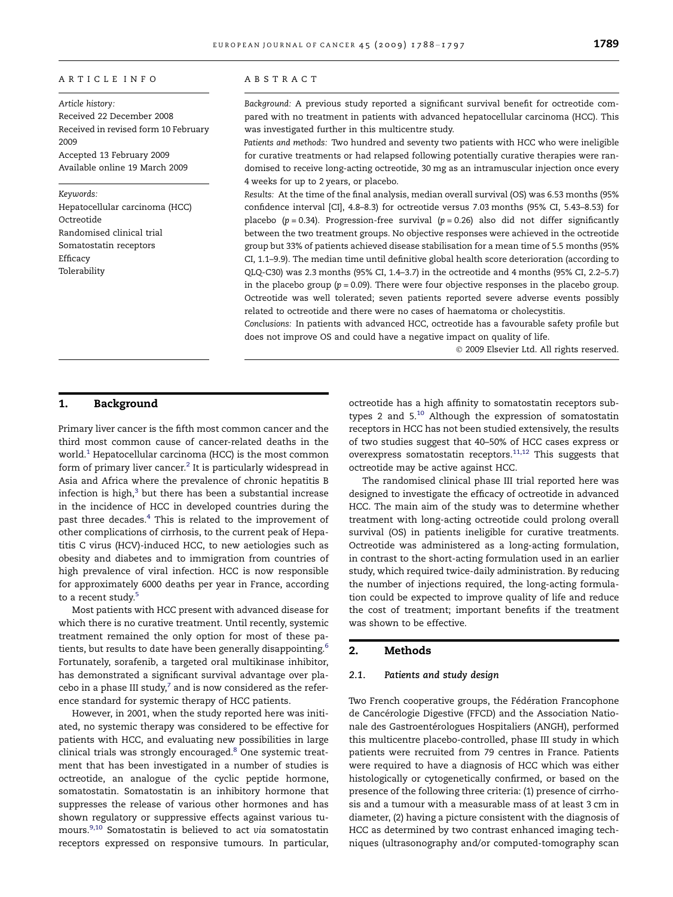A R T I C L E I N F O

*Article history:*
Received 22 December 2008
Received in revised form 10 February 2009
Accepted 13 February 2009
Available online 19 March 2009

*Keywords:*
Hepatocellular carcinoma (HCC)
Octreotide
Randomised clinical trial
Somatostatin receptors
Efficacy
Tolerability

A B S T R A C T

*Background:* A previous study reported a significant survival benefit for octreotide compared with no treatment in patients with advanced hepatocellular carcinoma (HCC). This was investigated further in this multicentre study.

*Patients and methods:* Two hundred and seventy two patients with HCC who were ineligible for curative treatments or had relapsed following potentially curative therapies were randomised to receive long-acting octreotide, 30 mg as an intramuscular injection once every 4 weeks for up to 2 years, or placebo.

*Results:* At the time of the final analysis, median overall survival (OS) was 6.53 months (95% confidence interval [CI], 4.8–8.3) for octreotide versus 7.03 months (95% CI, 5.43–8.53) for placebo ($p = 0.34$). Progression-free survival ($p = 0.26$) also did not differ significantly between the two treatment groups. No objective responses were achieved in the octreotide group but 33% of patients achieved disease stabilisation for a mean time of 5.5 months (95% CI, 1.1–9.9). The median time until definitive global health score deterioration (according to QLQ-C30) was 2.3 months (95% CI, 1.4–3.7) in the octreotide and 4 months (95% CI, 2.2–5.7) in the placebo group ($p = 0.09$). There were four objective responses in the placebo group. Octreotide was well tolerated; seven patients reported severe adverse events possibly related to octreotide and there were no cases of haematoma or cholecystitis.

*Conclusions:* In patients with advanced HCC, octreotide has a favourable safety profile but does not improve OS and could have a negative impact on quality of life.

© 2009 Elsevier Ltd. All rights reserved.

## 1. Background

Primary liver cancer is the fifth most common cancer and the third most common cause of cancer-related deaths in the world.[1] Hepatocellular carcinoma (HCC) is the most common form of primary liver cancer.[2] It is particularly widespread in Asia and Africa where the prevalence of chronic hepatitis B infection is high,[3] but there has been a substantial increase in the incidence of HCC in developed countries during the past three decades.[4] This is related to the improvement of other complications of cirrhosis, to the current peak of Hepatitis C virus (HCV)-induced HCC, to new aetiologies such as obesity and diabetes and to immigration from countries of high prevalence of viral infection. HCC is now responsible for approximately 6000 deaths per year in France, according to a recent study.[5]

Most patients with HCC present with advanced disease for which there is no curative treatment. Until recently, systemic treatment remained the only option for most of these patients, but results to date have been generally disappointing.[6] Fortunately, sorafenib, a targeted oral multikinase inhibitor, has demonstrated a significant survival advantage over placebo in a phase III study,[7] and is now considered as the reference standard for systemic therapy of HCC patients.

However, in 2001, when the study reported here was initiated, no systemic therapy was considered to be effective for patients with HCC, and evaluating new possibilities in large clinical trials was strongly encouraged.[8] One systemic treatment that has been investigated in a number of studies is octreotide, an analogue of the cyclic peptide hormone, somatostatin. Somatostatin is an inhibitory hormone that suppresses the release of various other hormones and has shown regulatory or suppressive effects against various tumours.[9,10] Somatostatin is believed to act *via* somatostatin receptors expressed on responsive tumours. In particular, octreotide has a high affinity to somatostatin receptors subtypes 2 and 5.[10] Although the expression of somatostatin receptors in HCC has not been studied extensively, the results of two studies suggest that 40–50% of HCC cases express or overexpress somatostatin receptors.[11,12] This suggests that octreotide may be active against HCC.

The randomised clinical phase III trial reported here was designed to investigate the efficacy of octreotide in advanced HCC. The main aim of the study was to determine whether treatment with long-acting octreotide could prolong overall survival (OS) in patients ineligible for curative treatments. Octreotide was administered as a long-acting formulation, in contrast to the short-acting formulation used in an earlier study, which required twice-daily administration. By reducing the number of injections required, the long-acting formulation could be expected to improve quality of life and reduce the cost of treatment; important benefits if the treatment was shown to be effective.

## 2. Methods

### 2.1. Patients and study design

Two French cooperative groups, the Fédération Francophone de Cancérologie Digestive (FFCD) and the Association Nationale des Gastroentérologues Hospitaliers (ANGH), performed this multicentre placebo-controlled, phase III study in which patients were recruited from 79 centres in France. Patients were required to have a diagnosis of HCC which was either histologically or cytogenetically confirmed, or based on the presence of the following three criteria: (1) presence of cirrhosis and a tumour with a measurable mass of at least 3 cm in diameter, (2) having a picture consistent with the diagnosis of HCC as determined by two contrast enhanced imaging techniques (ultrasonography and/or computed-tomography scan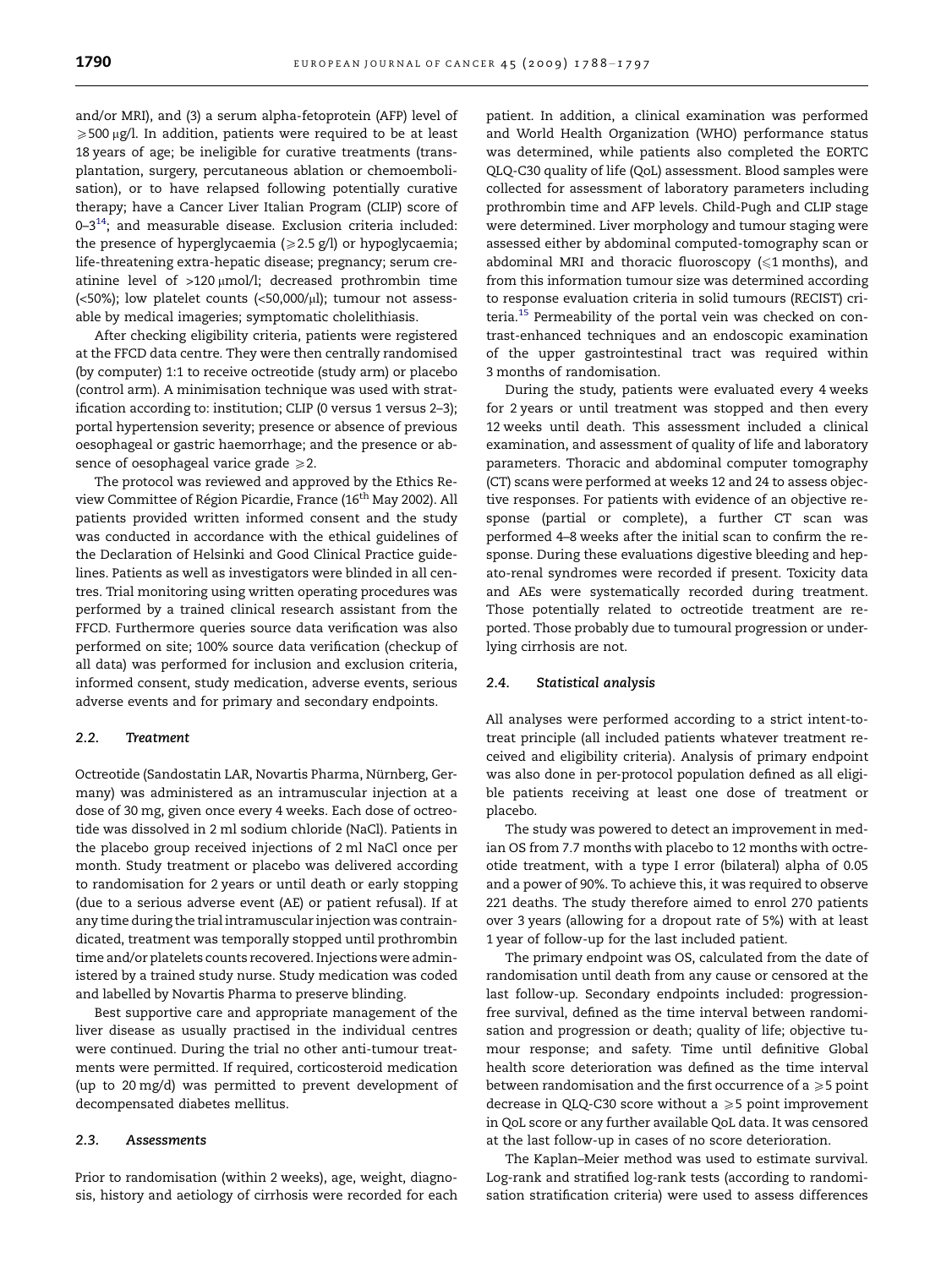and/or MRI), and (3) a serum alpha-fetoprotein (AFP) level of $\geqslant$500 μg/l. In addition, patients were required to be at least 18 years of age; be ineligible for curative treatments (transplantation, surgery, percutaneous ablation or chemoembolisation), or to have relapsed following potentially curative therapy; have a Cancer Liver Italian Program (CLIP) score of 0–3[14]; and measurable disease. Exclusion criteria included: the presence of hyperglycaemia ($\geqslant$2.5 g/l) or hypoglycaemia; life-threatening extra-hepatic disease; pregnancy; serum creatinine level of >120 μmol/l; decreased prothrombin time (<50%); low platelet counts (<50,000/μl); tumour not assessable by medical imageries; symptomatic cholelithiasis.

After checking eligibility criteria, patients were registered at the FFCD data centre. They were then centrally randomised (by computer) 1:1 to receive octreotide (study arm) or placebo (control arm). A minimisation technique was used with stratification according to: institution; CLIP (0 versus 1 versus 2–3); portal hypertension severity; presence or absence of previous oesophageal or gastric haemorrhage; and the presence or absence of oesophageal varice grade $\geqslant$2.

The protocol was reviewed and approved by the Ethics Review Committee of Région Picardie, France (16th May 2002). All patients provided written informed consent and the study was conducted in accordance with the ethical guidelines of the Declaration of Helsinki and Good Clinical Practice guidelines. Patients as well as investigators were blinded in all centres. Trial monitoring using written operating procedures was performed by a trained clinical research assistant from the FFCD. Furthermore queries source data verification was also performed on site; 100% source data verification (checkup of all data) was performed for inclusion and exclusion criteria, informed consent, study medication, adverse events, serious adverse events and for primary and secondary endpoints.

### 2.2. Treatment

Octreotide (Sandostatin LAR, Novartis Pharma, Nürnberg, Germany) was administered as an intramuscular injection at a dose of 30 mg, given once every 4 weeks. Each dose of octreotide was dissolved in 2 ml sodium chloride (NaCl). Patients in the placebo group received injections of 2 ml NaCl once per month. Study treatment or placebo was delivered according to randomisation for 2 years or until death or early stopping (due to a serious adverse event (AE) or patient refusal). If at any time during the trial intramuscular injection was contraindicated, treatment was temporally stopped until prothrombin time and/or platelets counts recovered. Injections were administered by a trained study nurse. Study medication was coded and labelled by Novartis Pharma to preserve blinding.

Best supportive care and appropriate management of the liver disease as usually practised in the individual centres were continued. During the trial no other anti-tumour treatments were permitted. If required, corticosteroid medication (up to 20 mg/d) was permitted to prevent development of decompensated diabetes mellitus.

### 2.3. Assessments

Prior to randomisation (within 2 weeks), age, weight, diagnosis, history and aetiology of cirrhosis were recorded for each patient. In addition, a clinical examination was performed and World Health Organization (WHO) performance status was determined, while patients also completed the EORTC QLQ-C30 quality of life (QoL) assessment. Blood samples were collected for assessment of laboratory parameters including prothrombin time and AFP levels. Child-Pugh and CLIP stage were determined. Liver morphology and tumour staging were assessed either by abdominal computed-tomography scan or abdominal MRI and thoracic fluoroscopy ($\leqslant$1 months), and from this information tumour size was determined according to response evaluation criteria in solid tumours (RECIST) criteria.[15] Permeability of the portal vein was checked on contrast-enhanced techniques and an endoscopic examination of the upper gastrointestinal tract was required within 3 months of randomisation.

During the study, patients were evaluated every 4 weeks for 2 years or until treatment was stopped and then every 12 weeks until death. This assessment included a clinical examination, and assessment of quality of life and laboratory parameters. Thoracic and abdominal computer tomography (CT) scans were performed at weeks 12 and 24 to assess objective responses. For patients with evidence of an objective response (partial or complete), a further CT scan was performed 4–8 weeks after the initial scan to confirm the response. During these evaluations digestive bleeding and hepato-renal syndromes were recorded if present. Toxicity data and AEs were systematically recorded during treatment. Those potentially related to octreotide treatment are reported. Those probably due to tumoural progression or underlying cirrhosis are not.

### 2.4. Statistical analysis

All analyses were performed according to a strict intent-to-treat principle (all included patients whatever treatment received and eligibility criteria). Analysis of primary endpoint was also done in per-protocol population defined as all eligible patients receiving at least one dose of treatment or placebo.

The study was powered to detect an improvement in median OS from 7.7 months with placebo to 12 months with octreotide treatment, with a type I error (bilateral) alpha of 0.05 and a power of 90%. To achieve this, it was required to observe 221 deaths. The study therefore aimed to enrol 270 patients over 3 years (allowing for a dropout rate of 5%) with at least 1 year of follow-up for the last included patient.

The primary endpoint was OS, calculated from the date of randomisation until death from any cause or censored at the last follow-up. Secondary endpoints included: progression-free survival, defined as the time interval between randomisation and progression or death; quality of life; objective tumour response; and safety. Time until definitive Global health score deterioration was defined as the time interval between randomisation and the first occurrence of a $\geqslant$5 point decrease in QLQ-C30 score without a $\geqslant$5 point improvement in QoL score or any further available QoL data. It was censored at the last follow-up in cases of no score deterioration.

The Kaplan–Meier method was used to estimate survival. Log-rank and stratified log-rank tests (according to randomisation stratification criteria) were used to assess differences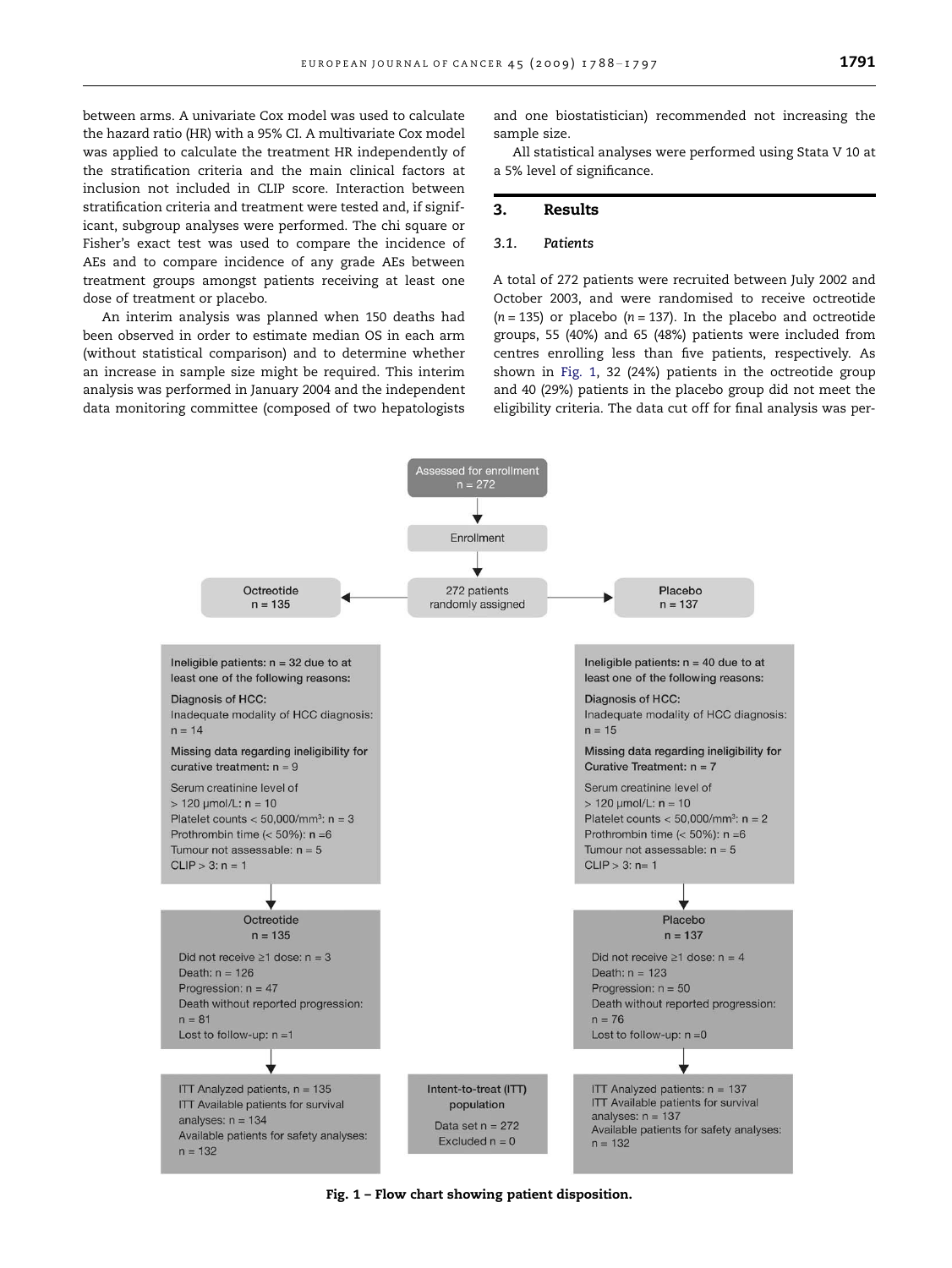between arms. A univariate Cox model was used to calculate the hazard ratio (HR) with a 95% CI. A multivariate Cox model was applied to calculate the treatment HR independently of the stratification criteria and the main clinical factors at inclusion not included in CLIP score. Interaction between stratification criteria and treatment were tested and, if significant, subgroup analyses were performed. The chi square or Fisher's exact test was used to compare the incidence of AEs and to compare incidence of any grade AEs between treatment groups amongst patients receiving at least one dose of treatment or placebo.

An interim analysis was planned when 150 deaths had been observed in order to estimate median OS in each arm (without statistical comparison) and to determine whether an increase in sample size might be required. This interim analysis was performed in January 2004 and the independent data monitoring committee (composed of two hepatologists and one biostatistician) recommended not increasing the sample size.

All statistical analyses were performed using Stata V 10 at a 5% level of significance.

## 3. Results

### 3.1. Patients

A total of 272 patients were recruited between July 2002 and October 2003, and were randomised to receive octreotide ($n = 135$) or placebo ($n = 137$). In the placebo and octreotide groups, 55 (40%) and 65 (48%) patients were included from centres enrolling less than five patients, respectively. As shown in Fig. 1, 32 (24%) patients in the octreotide group and 40 (29%) patients in the placebo group did not meet the eligibility criteria. The data cut off for final analysis was per-

Assessed for enrollment
n = 272

Enrollment

272 patients randomly assigned

**Octreotide n = 135**

Ineligible patients: n = 32 due to at least one of the following reasons:

Diagnosis of HCC:
Inadequate modality of HCC diagnosis: n = 14

Missing data regarding ineligibility for curative treatment: n = 9

Serum creatinine level of > 120 μmol/L: n = 10
Platelet counts < 50,000/mm³: n = 3
Prothrombin time (< 50%): n = 6
Tumour not assessable: n = 5
CLIP > 3: n = 1

Octreotide
n = 135

Did not receive ≥1 dose: n = 3
Death: n = 126
Progression: n = 47
Death without reported progression: n = 81
Lost to follow-up: n = 1

ITT Analyzed patients, n = 135
ITT Available patients for survival analyses: n = 134
Available patients for safety analyses: n = 132

**Placebo n = 137**

Ineligible patients: n = 40 due to at least one of the following reasons:

Diagnosis of HCC:
Inadequate modality of HCC diagnosis: n = 15

Missing data regarding ineligibility for Curative Treatment: n = 7

Serum creatinine level of > 120 μmol/L: n = 10
Platelet counts < 50,000/mm³: n = 2
Prothrombin time (< 50%): n = 6
Tumour not assessable: n = 5
CLIP > 3: n = 1

Placebo
n = 137

Did not receive ≥1 dose: n = 4
Death: n = 123
Progression: n = 50
Death without reported progression: n = 76
Lost to follow-up: n = 0

ITT Analyzed patients: n = 137
ITT Available patients for survival analyses: n = 137
Available patients for safety analyses: n = 132

Intent-to-treat (ITT) population
Data set n = 272
Excluded n = 0

**Fig. 1 – Flow chart showing patient disposition.**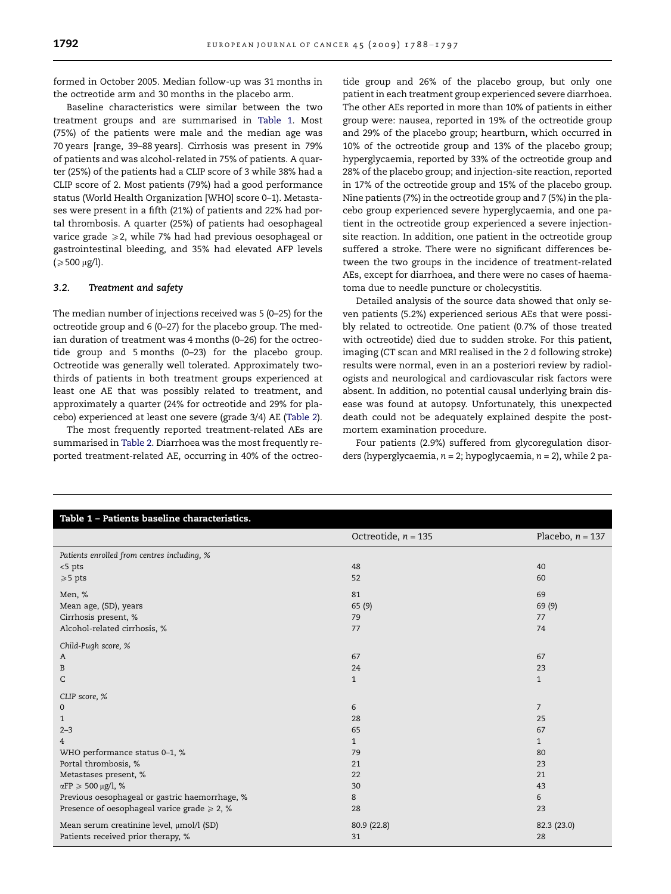formed in October 2005. Median follow-up was 31 months in the octreotide arm and 30 months in the placebo arm.

Baseline characteristics were similar between the two treatment groups and are summarised in Table 1. Most (75%) of the patients were male and the median age was 70 years [range, 39–88 years]. Cirrhosis was present in 79% of patients and was alcohol-related in 75% of patients. A quarter (25%) of the patients had a CLIP score of 3 while 38% had a CLIP score of 2. Most patients (79%) had a good performance status (World Health Organization [WHO] score 0–1). Metastases were present in a fifth (21%) of patients and 22% had portal thrombosis. A quarter (25%) of patients had oesophageal varice grade ⩾2, while 7% had had previous oesophageal or gastrointestinal bleeding, and 35% had elevated AFP levels (⩾500 μg/l).

### 3.2. Treatment and safety

The median number of injections received was 5 (0–25) for the octreotide group and 6 (0–27) for the placebo group. The median duration of treatment was 4 months (0–26) for the octreotide group and 5 months (0–23) for the placebo group. Octreotide was generally well tolerated. Approximately two-thirds of patients in both treatment groups experienced at least one AE that was possibly related to treatment, and approximately a quarter (24% for octreotide and 29% for placebo) experienced at least one severe (grade 3/4) AE (Table 2).

The most frequently reported treatment-related AEs are summarised in Table 2. Diarrhoea was the most frequently reported treatment-related AE, occurring in 40% of the octreotide group and 26% of the placebo group, but only one patient in each treatment group experienced severe diarrhoea. The other AEs reported in more than 10% of patients in either group were: nausea, reported in 19% of the octreotide group and 29% of the placebo group; heartburn, which occurred in 10% of the octreotide group and 13% of the placebo group; hyperglycaemia, reported by 33% of the octreotide group and 28% of the placebo group; and injection-site reaction, reported in 17% of the octreotide group and 15% of the placebo group. Nine patients (7%) in the octreotide group and 7 (5%) in the placebo group experienced severe hyperglycaemia, and one patient in the octreotide group experienced a severe injection-site reaction. In addition, one patient in the octreotide group suffered a stroke. There were no significant differences between the two groups in the incidence of treatment-related AEs, except for diarrhoea, and there were no cases of haematoma due to needle puncture or cholecystitis.

Detailed analysis of the source data showed that only seven patients (5.2%) experienced serious AEs that were possibly related to octreotide. One patient (0.7% of those treated with octreotide) died due to sudden stroke. For this patient, imaging (CT scan and MRI realised in the 2 d following stroke) results were normal, even in an a posteriori review by radiologists and neurological and cardiovascular risk factors were absent. In addition, no potential causal underlying brain disease was found at autopsy. Unfortunately, this unexpected death could not be adequately explained despite the post-mortem examination procedure.

Four patients (2.9%) suffered from glycoregulation disorders (hyperglycaemia, $n = 2$; hypoglycaemia, $n = 2$), while 2 pa-

**Table 1 – Patients baseline characteristics.**

| | Octreotide, $n = 135$ | Placebo, $n = 137$ |
|---|---|---|
| *Patients enrolled from centres including, %* | | |
| <5 pts | 48 | 40 |
| ⩾5 pts | 52 | 60 |
| Men, % | 81 | 69 |
| Mean age, (SD), years | 65 (9) | 69 (9) |
| Cirrhosis present, % | 79 | 77 |
| Alcohol-related cirrhosis, % | 77 | 74 |
| *Child-Pugh score, %* | | |
| A | 67 | 67 |
| B | 24 | 23 |
| C | 1 | 1 |
| *CLIP score, %* | | |
| 0 | 6 | 7 |
| 1 | 28 | 25 |
| 2–3 | 65 | 67 |
| 4 | 1 | 1 |
| WHO performance status 0–1, % | 79 | 80 |
| Portal thrombosis, % | 21 | 23 |
| Metastases present, % | 22 | 21 |
| αFP ⩾ 500 μg/l, % | 30 | 43 |
| Previous oesophageal or gastric haemorrhage, % | 8 | 6 |
| Presence of oesophageal varice grade ⩾ 2, % | 28 | 23 |
| Mean serum creatinine level, μmol/l (SD) | 80.9 (22.8) | 82.3 (23.0) |
| Patients received prior therapy, % | 31 | 28 |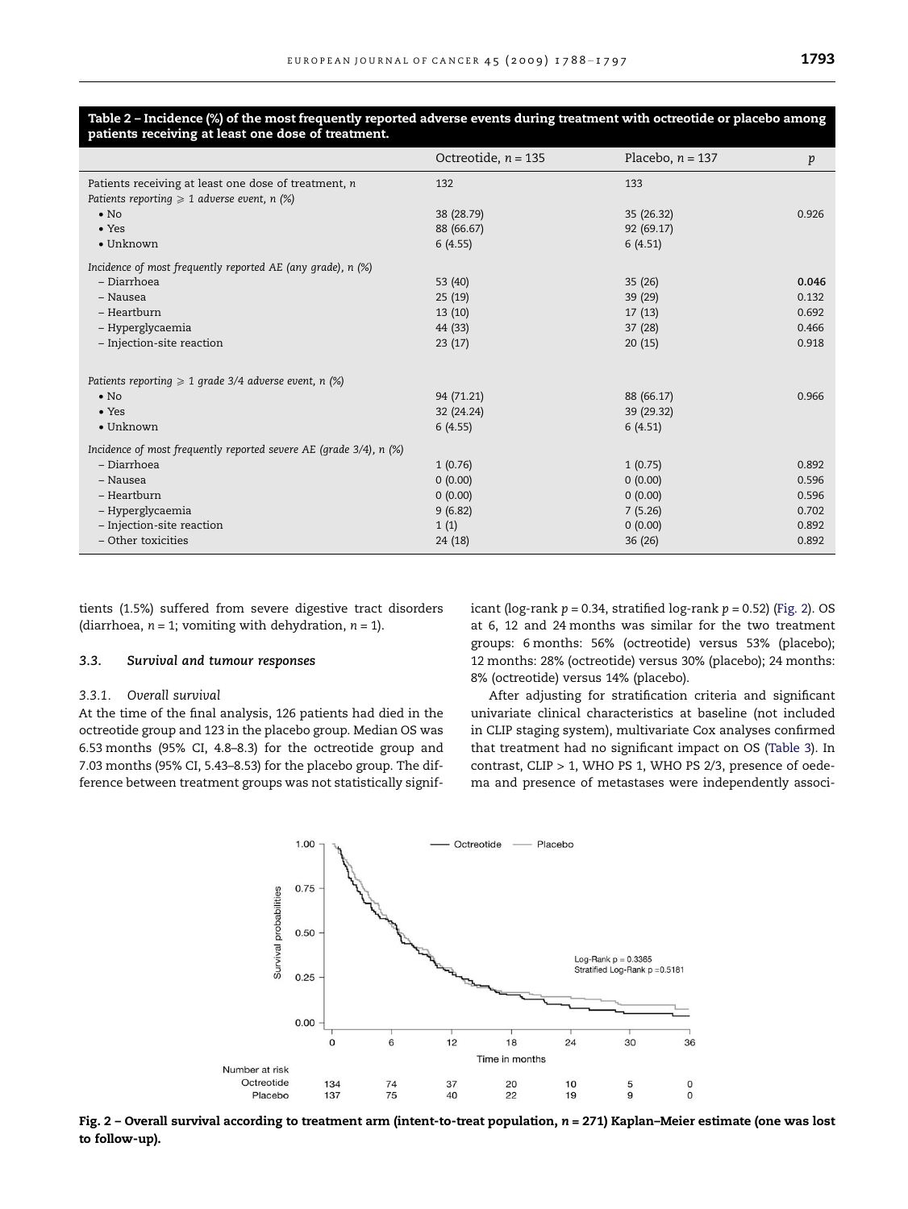**Table 2 – Incidence (%) of the most frequently reported adverse events during treatment with octreotide or placebo among patients receiving at least one dose of treatment.**

| | Octreotide, $n = 135$ | Placebo, $n = 137$ | $p$ |
|---|---|---|---|
| Patients receiving at least one dose of treatment, $n$ | 132 | 133 | |
| *Patients reporting ⩾ 1 adverse event, n (%)* | | | |
| • No | 38 (28.79) | 35 (26.32) | 0.926 |
| • Yes | 88 (66.67) | 92 (69.17) | |
| • Unknown | 6 (4.55) | 6 (4.51) | |
| *Incidence of most frequently reported AE (any grade), n (%)* | | | |
| – Diarrhoea | 53 (40) | 35 (26) | **0.046** |
| – Nausea | 25 (19) | 39 (29) | 0.132 |
| – Heartburn | 13 (10) | 17 (13) | 0.692 |
| – Hyperglycaemia | 44 (33) | 37 (28) | 0.466 |
| – Injection-site reaction | 23 (17) | 20 (15) | 0.918 |
| *Patients reporting ⩾ 1 grade 3/4 adverse event, n (%)* | | | |
| • No | 94 (71.21) | 88 (66.17) | 0.966 |
| • Yes | 32 (24.24) | 39 (29.32) | |
| • Unknown | 6 (4.55) | 6 (4.51) | |
| *Incidence of most frequently reported severe AE (grade 3/4), n (%)* | | | |
| – Diarrhoea | 1 (0.76) | 1 (0.75) | 0.892 |
| – Nausea | 0 (0.00) | 0 (0.00) | 0.596 |
| – Heartburn | 0 (0.00) | 0 (0.00) | 0.596 |
| – Hyperglycaemia | 9 (6.82) | 7 (5.26) | 0.702 |
| – Injection-site reaction | 1 (1) | 0 (0.00) | 0.892 |
| – Other toxicities | 24 (18) | 36 (26) | 0.892 |

tients (1.5%) suffered from severe digestive tract disorders (diarrhoea, $n = 1$; vomiting with dehydration, $n = 1$).

### 3.3. Survival and tumour responses

#### 3.3.1. Overall survival

At the time of the final analysis, 126 patients had died in the octreotide group and 123 in the placebo group. Median OS was 6.53 months (95% CI, 4.8–8.3) for the octreotide group and 7.03 months (95% CI, 5.43–8.53) for the placebo group. The difference between treatment groups was not statistically significant (log-rank $p = 0.34$, stratified log-rank $p = 0.52$) (Fig. 2). OS at 6, 12 and 24 months was similar for the two treatment groups: 6 months: 56% (octreotide) versus 53% (placebo); 12 months: 28% (octreotide) versus 30% (placebo); 24 months: 8% (octreotide) versus 14% (placebo).

After adjusting for stratification criteria and significant univariate clinical characteristics at baseline (not included in CLIP staging system), multivariate Cox analyses confirmed that treatment had no significant impact on OS (Table 3). In contrast, CLIP > 1, WHO PS 1, WHO PS 2/3, presence of oedema and presence of metastases were independently associ-

Fig. 2 – Overall survival according to treatment arm (intent-to-treat population, $n = 271$) Kaplan–Meier estimate (one was lost to follow-up).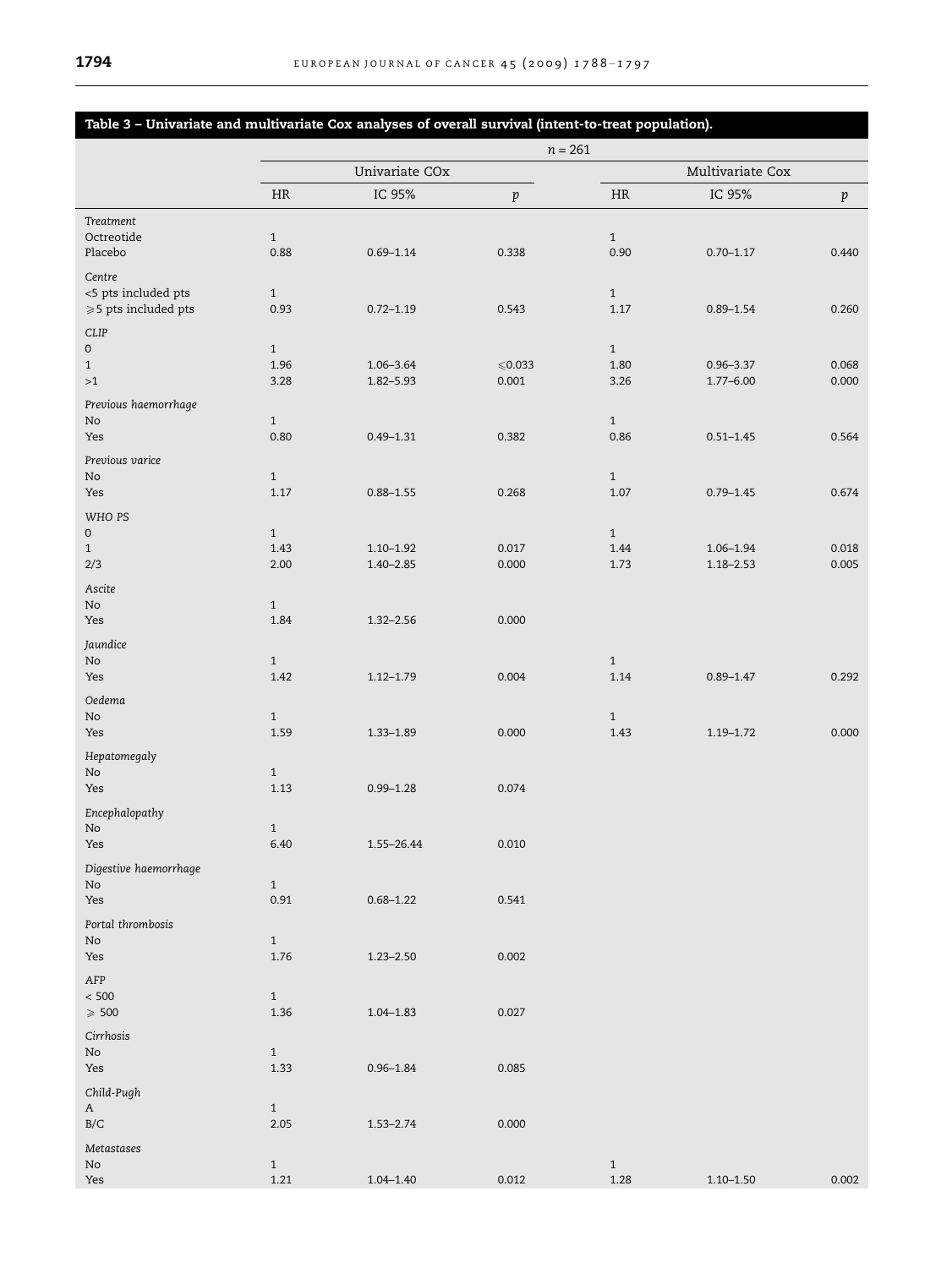**Table 3 – Univariate and multivariate Cox analyses of overall survival (intent-to-treat population).**

| | n = 261 | | | | | |
|---|---|---|---|---|---|---|
| | Univariate COx | | | Multivariate Cox | | |
| | HR | IC 95% | p | HR | IC 95% | p |
| *Treatment* | | | | | | |
| Octreotide | 1 | | | 1 | | |
| Placebo | 0.88 | 0.69–1.14 | 0.338 | 0.90 | 0.70–1.17 | 0.440 |
| *Centre* | | | | | | |
| <5 pts included pts | 1 | | | 1 | | |
| ⩾5 pts included pts | 0.93 | 0.72–1.19 | 0.543 | 1.17 | 0.89–1.54 | 0.260 |
| *CLIP* | | | | | | |
| 0 | 1 | | | 1 | | |
| 1 | 1.96 | 1.06–3.64 | ⩽0.033 | 1.80 | 0.96–3.37 | 0.068 |
| >1 | 3.28 | 1.82–5.93 | 0.001 | 3.26 | 1.77–6.00 | 0.000 |
| *Previous haemorrhage* | | | | | | |
| No | 1 | | | 1 | | |
| Yes | 0.80 | 0.49–1.31 | 0.382 | 0.86 | 0.51–1.45 | 0.564 |
| *Previous varice* | | | | | | |
| No | 1 | | | 1 | | |
| Yes | 1.17 | 0.88–1.55 | 0.268 | 1.07 | 0.79–1.45 | 0.674 |
| *WHO PS* | | | | | | |
| 0 | 1 | | | 1 | | |
| 1 | 1.43 | 1.10–1.92 | 0.017 | 1.44 | 1.06–1.94 | 0.018 |
| 2/3 | 2.00 | 1.40–2.85 | 0.000 | 1.73 | 1.18–2.53 | 0.005 |
| *Ascite* | | | | | | |
| No | 1 | | | | | |
| Yes | 1.84 | 1.32–2.56 | 0.000 | | | |
| *Jaundice* | | | | | | |
| No | 1 | | | 1 | | |
| Yes | 1.42 | 1.12–1.79 | 0.004 | 1.14 | 0.89–1.47 | 0.292 |
| *Oedema* | | | | | | |
| No | 1 | | | 1 | | |
| Yes | 1.59 | 1.33–1.89 | 0.000 | 1.43 | 1.19–1.72 | 0.000 |
| *Hepatomegaly* | | | | | | |
| No | 1 | | | | | |
| Yes | 1.13 | 0.99–1.28 | 0.074 | | | |
| *Encephalopathy* | | | | | | |
| No | 1 | | | | | |
| Yes | 6.40 | 1.55–26.44 | 0.010 | | | |
| *Digestive haemorrhage* | | | | | | |
| No | 1 | | | | | |
| Yes | 0.91 | 0.68–1.22 | 0.541 | | | |
| *Portal thrombosis* | | | | | | |
| No | 1 | | | | | |
| Yes | 1.76 | 1.23–2.50 | 0.002 | | | |
| *AFP* | | | | | | |
| < 500 | 1 | | | | | |
| ⩾ 500 | 1.36 | 1.04–1.83 | 0.027 | | | |
| *Cirrhosis* | | | | | | |
| No | 1 | | | | | |
| Yes | 1.33 | 0.96–1.84 | 0.085 | | | |
| *Child-Pugh* | | | | | | |
| A | 1 | | | | | |
| B/C | 2.05 | 1.53–2.74 | 0.000 | | | |
| *Metastases* | | | | | | |
| No | 1 | | | 1 | | |
| Yes | 1.21 | 1.04–1.40 | 0.012 | 1.28 | 1.10–1.50 | 0.002 |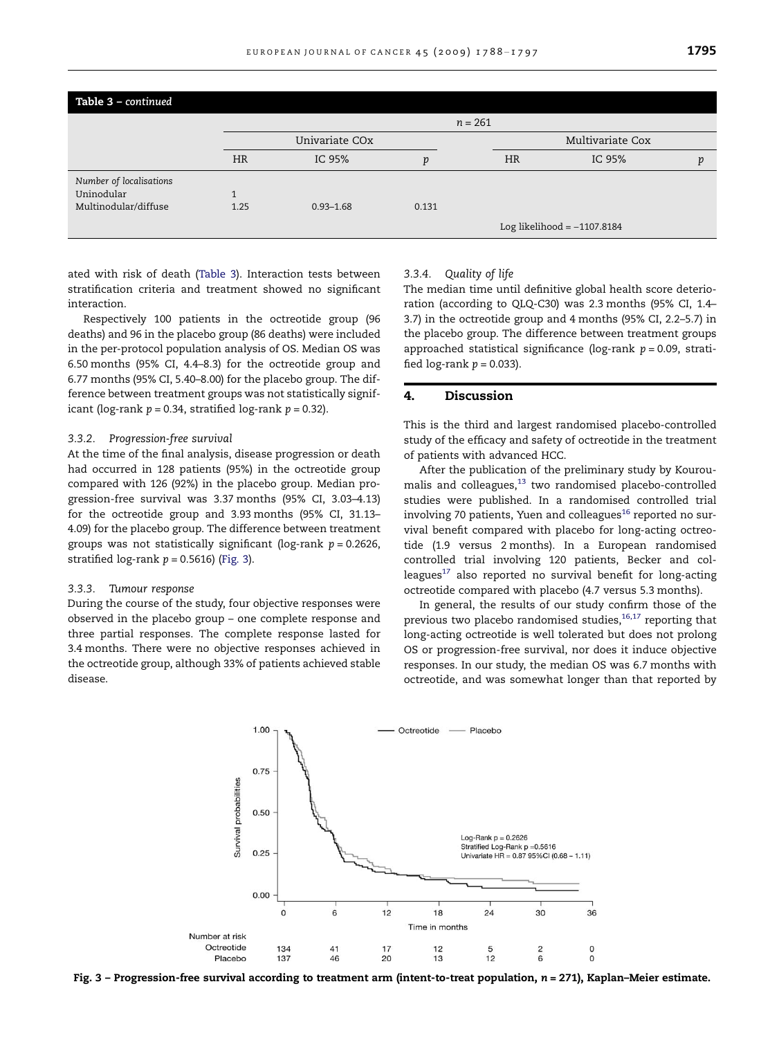**Table 3 – continued**

| | n = 261 | | | | | |
|---|---|---|---|---|---|---|
| | Univariate COx | | | Multivariate Cox | | |
| | HR | IC 95% | p | HR | IC 95% | p |
| *Number of localisations* | | | | | | |
| Uninodular | 1 | | | | | |
| Multinodular/diffuse | 1.25 | 0.93–1.68 | 0.131 | | | |
| | | | | Log likelihood = −1107.8184 | | |

ated with risk of death (Table 3). Interaction tests between stratification criteria and treatment showed no significant interaction.

Respectively 100 patients in the octreotide group (96 deaths) and 96 in the placebo group (86 deaths) were included in the per-protocol population analysis of OS. Median OS was 6.50 months (95% CI, 4.4–8.3) for the octreotide group and 6.77 months (95% CI, 5.40–8.00) for the placebo group. The difference between treatment groups was not statistically significant (log-rank $p = 0.34$, stratified log-rank $p = 0.32$).

### 3.3.2. Progression-free survival

At the time of the final analysis, disease progression or death had occurred in 128 patients (95%) in the octreotide group compared with 126 (92%) in the placebo group. Median progression-free survival was 3.37 months (95% CI, 3.03–4.13) for the octreotide group and 3.93 months (95% CI, 31.13–4.09) for the placebo group. The difference between treatment groups was not statistically significant (log-rank $p = 0.2626$, stratified log-rank $p = 0.5616$) (Fig. 3).

### 3.3.3. Tumour response

During the course of the study, four objective responses were observed in the placebo group – one complete response and three partial responses. The complete response lasted for 3.4 months. There were no objective responses achieved in the octreotide group, although 33% of patients achieved stable disease.

### 3.3.4. Quality of life

The median time until definitive global health score deterioration (according to QLQ-C30) was 2.3 months (95% CI, 1.4–3.7) in the octreotide group and 4 months (95% CI, 2.2–5.7) in the placebo group. The difference between treatment groups approached statistical significance (log-rank $p = 0.09$, stratified log-rank $p = 0.033$).

## 4. Discussion

This is the third and largest randomised placebo-controlled study of the efficacy and safety of octreotide in the treatment of patients with advanced HCC.

After the publication of the preliminary study by Kouroumalis and colleagues,[13] two randomised placebo-controlled studies were published. In a randomised controlled trial involving 70 patients, Yuen and colleagues[16] reported no survival benefit compared with placebo for long-acting octreotide (1.9 versus 2 months). In a European randomised controlled trial involving 120 patients, Becker and colleagues[17] also reported no survival benefit for long-acting octreotide compared with placebo (4.7 versus 5.3 months).

In general, the results of our study confirm those of the previous two placebo randomised studies,[16,17] reporting that long-acting octreotide is well tolerated but does not prolong OS or progression-free survival, nor does it induce objective responses. In our study, the median OS was 6.7 months with octreotide, and was somewhat longer than that reported by

**Fig. 3 – Progression-free survival according to treatment arm (intent-to-treat population, n = 271), Kaplan–Meier estimate.**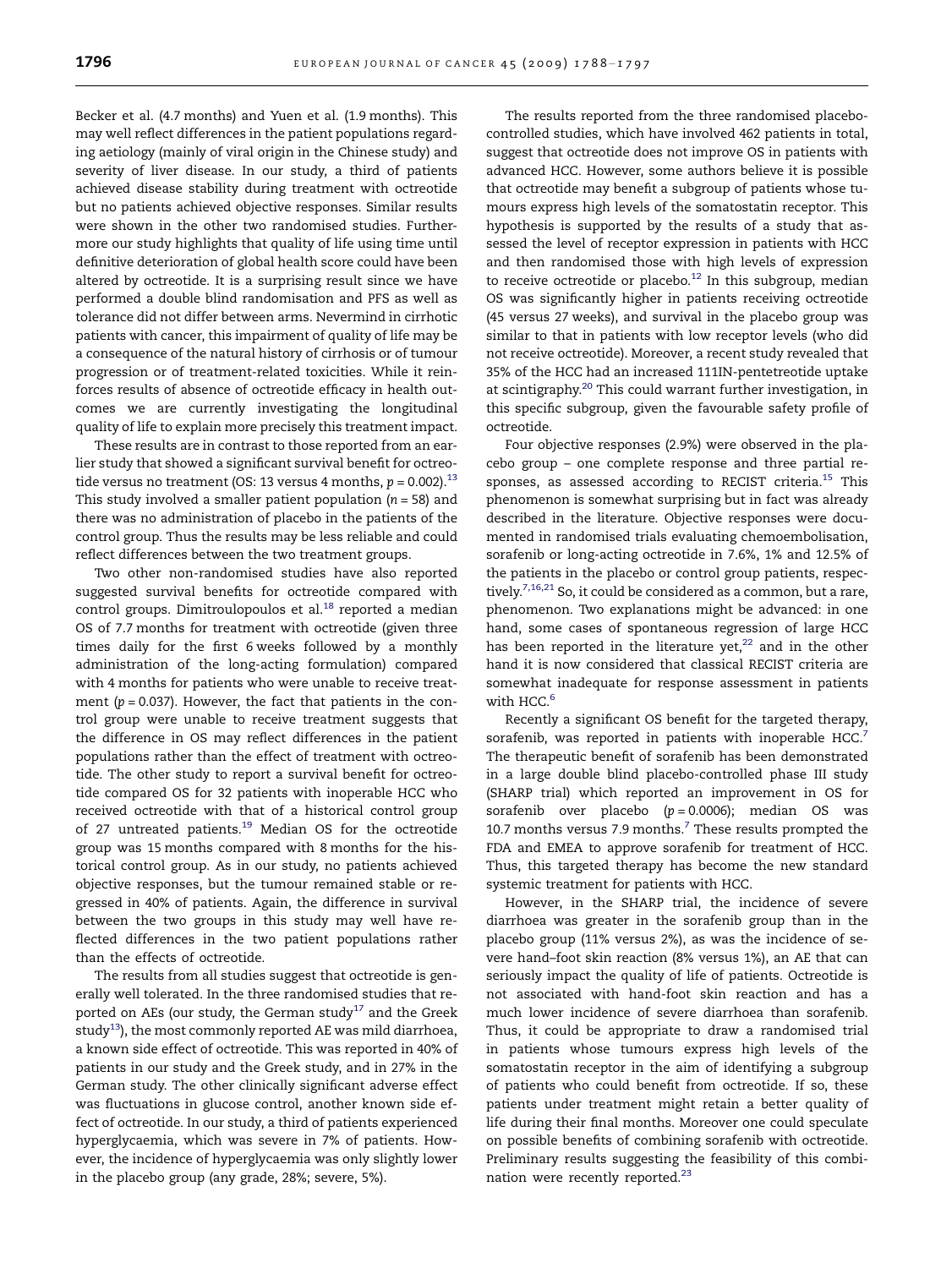Becker et al. (4.7 months) and Yuen et al. (1.9 months). This may well reflect differences in the patient populations regarding aetiology (mainly of viral origin in the Chinese study) and severity of liver disease. In our study, a third of patients achieved disease stability during treatment with octreotide but no patients achieved objective responses. Similar results were shown in the other two randomised studies. Furthermore our study highlights that quality of life using time until definitive deterioration of global health score could have been altered by octreotide. It is a surprising result since we have performed a double blind randomisation and PFS as well as tolerance did not differ between arms. Nevermind in cirrhotic patients with cancer, this impairment of quality of life may be a consequence of the natural history of cirrhosis or of tumour progression or of treatment-related toxicities. While it reinforces results of absence of octreotide efficacy in health outcomes we are currently investigating the longitudinal quality of life to explain more precisely this treatment impact.

These results are in contrast to those reported from an earlier study that showed a significant survival benefit for octreotide versus no treatment (OS: 13 versus 4 months, $p = 0.002$).[13] This study involved a smaller patient population ($n = 58$) and there was no administration of placebo in the patients of the control group. Thus the results may be less reliable and could reflect differences between the two treatment groups.

Two other non-randomised studies have also reported suggested survival benefits for octreotide compared with control groups. Dimitroulopoulos et al.[18] reported a median OS of 7.7 months for treatment with octreotide (given three times daily for the first 6 weeks followed by a monthly administration of the long-acting formulation) compared with 4 months for patients who were unable to receive treatment ($p = 0.037$). However, the fact that patients in the control group were unable to receive treatment suggests that the difference in OS may reflect differences in the patient populations rather than the effect of treatment with octreotide. The other study to report a survival benefit for octreotide compared OS for 32 patients with inoperable HCC who received octreotide with that of a historical control group of 27 untreated patients.[19] Median OS for the octreotide group was 15 months compared with 8 months for the historical control group. As in our study, no patients achieved objective responses, but the tumour remained stable or regressed in 40% of patients. Again, the difference in survival between the two groups in this study may well have reflected differences in the two patient populations rather than the effects of octreotide.

The results from all studies suggest that octreotide is generally well tolerated. In the three randomised studies that reported on AEs (our study, the German study[17] and the Greek study[13]), the most commonly reported AE was mild diarrhoea, a known side effect of octreotide. This was reported in 40% of patients in our study and the Greek study, and in 27% in the German study. The other clinically significant adverse effect was fluctuations in glucose control, another known side effect of octreotide. In our study, a third of patients experienced hyperglycaemia, which was severe in 7% of patients. However, the incidence of hyperglycaemia was only slightly lower in the placebo group (any grade, 28%; severe, 5%).

The results reported from the three randomised placebo-controlled studies, which have involved 462 patients in total, suggest that octreotide does not improve OS in patients with advanced HCC. However, some authors believe it is possible that octreotide may benefit a subgroup of patients whose tumours express high levels of the somatostatin receptor. This hypothesis is supported by the results of a study that assessed the level of receptor expression in patients with HCC and then randomised those with high levels of expression to receive octreotide or placebo.[12] In this subgroup, median OS was significantly higher in patients receiving octreotide (45 versus 27 weeks), and survival in the placebo group was similar to that in patients with low receptor levels (who did not receive octreotide). Moreover, a recent study revealed that 35% of the HCC had an increased 111IN-pentetreotide uptake at scintigraphy.[20] This could warrant further investigation, in this specific subgroup, given the favourable safety profile of octreotide.

Four objective responses (2.9%) were observed in the placebo group – one complete response and three partial responses, as assessed according to RECIST criteria.[15] This phenomenon is somewhat surprising but in fact was already described in the literature. Objective responses were documented in randomised trials evaluating chemoembolisation, sorafenib or long-acting octreotide in 7.6%, 1% and 12.5% of the patients in the placebo or control group patients, respectively.[7,16,21] So, it could be considered as a common, but a rare, phenomenon. Two explanations might be advanced: in one hand, some cases of spontaneous regression of large HCC has been reported in the literature yet,[22] and in the other hand it is now considered that classical RECIST criteria are somewhat inadequate for response assessment in patients with HCC.[6]

Recently a significant OS benefit for the targeted therapy, sorafenib, was reported in patients with inoperable HCC.[7] The therapeutic benefit of sorafenib has been demonstrated in a large double blind placebo-controlled phase III study (SHARP trial) which reported an improvement in OS for sorafenib over placebo ($p = 0.0006$); median OS was 10.7 months versus 7.9 months.[7] These results prompted the FDA and EMEA to approve sorafenib for treatment of HCC. Thus, this targeted therapy has become the new standard systemic treatment for patients with HCC.

However, in the SHARP trial, the incidence of severe diarrhoea was greater in the sorafenib group than in the placebo group (11% versus 2%), as was the incidence of severe hand–foot skin reaction (8% versus 1%), an AE that can seriously impact the quality of life of patients. Octreotide is not associated with hand-foot skin reaction and has a much lower incidence of severe diarrhoea than sorafenib. Thus, it could be appropriate to draw a randomised trial in patients whose tumours express high levels of the somatostatin receptor in the aim of identifying a subgroup of patients who could benefit from octreotide. If so, these patients under treatment might retain a better quality of life during their final months. Moreover one could speculate on possible benefits of combining sorafenib with octreotide. Preliminary results suggesting the feasibility of this combination were recently reported.[23]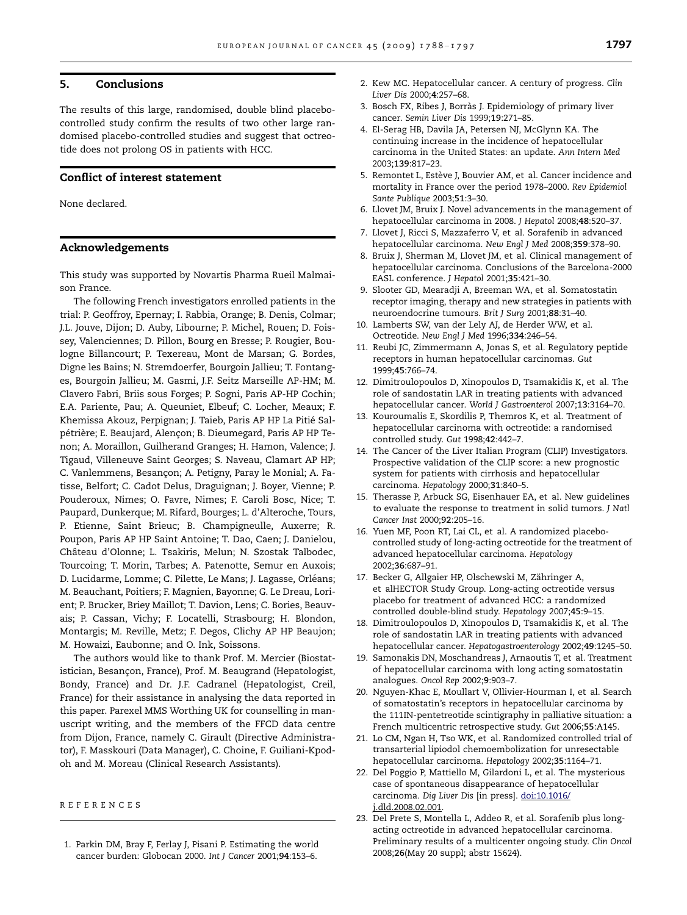## 5. Conclusions

The results of this large, randomised, double blind placebo-controlled study confirm the results of two other large randomised placebo-controlled studies and suggest that octreotide does not prolong OS in patients with HCC.

## Conflict of interest statement

None declared.

## Acknowledgements

This study was supported by Novartis Pharma Rueil Malmaison France.

The following French investigators enrolled patients in the trial: P. Geoffroy, Epernay; I. Rabbia, Orange; B. Denis, Colmar; J.L. Jouve, Dijon; D. Auby, Libourne; P. Michel, Rouen; D. Foissey, Valenciennes; D. Pillon, Bourg en Bresse; P. Rougier, Boulogne Billancourt; P. Texereau, Mont de Marsan; G. Bordes, Digne les Bains; N. Stremdoerfer, Bourgoin Jallieu; T. Fontanges, Bourgoin Jallieu; M. Gasmi, J.F. Seitz Marseille AP-HM; M. Clavero Fabri, Briis sous Forges; P. Sogni, Paris AP-HP Cochin; E.A. Pariente, Pau; A. Queuniet, Elbeuf; C. Locher, Meaux; F. Khemissa Akouz, Perpignan; J. Taieb, Paris AP HP La Pitié Salpétrière; E. Beaujard, Alençon; B. Dieumegard, Paris AP HP Tenon; A. Moraillon, Guilherand Granges; H. Hamon, Valence; J. Tigaud, Villeneuve Saint Georges; S. Naveau, Clamart AP HP; C. Vanlemmens, Besançon; A. Petigny, Paray le Monial; A. Fatisse, Belfort; C. Cadot Delus, Draguignan; J. Boyer, Vienne; P. Pouderoux, Nimes; O. Favre, Nimes; F. Caroli Bosc, Nice; T. Paupard, Dunkerque; M. Rifard, Bourges; L. d'Alteroche, Tours, P. Etienne, Saint Brieuc; B. Champigneulle, Auxerre; R. Poupon, Paris AP HP Saint Antoine; T. Dao, Caen; J. Danielou, Château d'Olonne; L. Tsakiris, Melun; N. Szostak Talbodec, Tourcoing; T. Morin, Tarbes; A. Patenotte, Semur en Auxois; D. Lucidarme, Lomme; C. Pilette, Le Mans; J. Lagasse, Orléans; M. Beauchant, Poitiers; F. Magnien, Bayonne; G. Le Dreau, Lorient; P. Brucker, Briey Maillot; T. Davion, Lens; C. Bories, Beauvais; P. Cassan, Vichy; F. Locatelli, Strasbourg; H. Blondon, Montargis; M. Reville, Metz; F. Degos, Clichy AP HP Beaujon; M. Howaizi, Eaubonne; and O. Ink, Soissons.

The authors would like to thank Prof. M. Mercier (Biostatistician, Besançon, France), Prof. M. Beaugrand (Hepatologist, Bondy, France) and Dr. J.F. Cadranel (Hepatologist, Creil, France) for their assistance in analysing the data reported in this paper. Parexel MMS Worthing UK for counselling in manuscript writing, and the members of the FFCD data centre from Dijon, France, namely C. Girault (Directive Administrator), F. Masskouri (Data Manager), C. Choine, F. Guiliani-Kpodoh and M. Moreau (Clinical Research Assistants).

## REFERENCES

1. Parkin DM, Bray F, Ferlay J, Pisani P. Estimating the world cancer burden: Globocan 2000. *Int J Cancer* 2001;**94**:153–6.
2. Kew MC. Hepatocellular cancer. A century of progress. *Clin Liver Dis* 2000;**4**:257–68.
3. Bosch FX, Ribes J, Borràs J. Epidemiology of primary liver cancer. *Semin Liver Dis* 1999;**19**:271–85.
4. El-Serag HB, Davila JA, Petersen NJ, McGlynn KA. The continuing increase in the incidence of hepatocellular carcinoma in the United States: an update. *Ann Intern Med* 2003;**139**:817–23.
5. Remontet L, Estève J, Bouvier AM, et al. Cancer incidence and mortality in France over the period 1978–2000. *Rev Epidemiol Sante Publique* 2003;**51**:3–30.
6. Llovet JM, Bruix J. Novel advancements in the management of hepatocellular carcinoma in 2008. *J Hepatol* 2008;**48**:520–37.
7. Llovet J, Ricci S, Mazzaferro V, et al. Sorafenib in advanced hepatocellular carcinoma. *New Engl J Med* 2008;**359**:378–90.
8. Bruix J, Sherman M, Llovet JM, et al. Clinical management of hepatocellular carcinoma. Conclusions of the Barcelona-2000 EASL conference. *J Hepatol* 2001;**35**:421–30.
9. Slooter GD, Mearadji A, Breeman WA, et al. Somatostatin receptor imaging, therapy and new strategies in patients with neuroendocrine tumours. *Brit J Surg* 2001;**88**:31–40.
10. Lamberts SW, van der Lely AJ, de Herder WW, et al. Octreotide. *New Engl J Med* 1996;**334**:246–54.
11. Reubi JC, Zimmermann A, Jonas S, et al. Regulatory peptide receptors in human hepatocellular carcinomas. *Gut* 1999;**45**:766–74.
12. Dimitroulopoulos D, Xinopoulos D, Tsamakidis K, et al. The role of sandostatin LAR in treating patients with advanced hepatocellular cancer. *World J Gastroenterol* 2007;**13**:3164–70.
13. Kouroumalis E, Skordilis P, Themros K, et al. Treatment of hepatocellular carcinoma with octreotide: a randomised controlled study. *Gut* 1998;**42**:442–7.
14. The Cancer of the Liver Italian Program (CLIP) Investigators. Prospective validation of the CLIP score: a new prognostic system for patients with cirrhosis and hepatocellular carcinoma. *Hepatology* 2000;**31**:840–5.
15. Therasse P, Arbuck SG, Eisenhauer EA, et al. New guidelines to evaluate the response to treatment in solid tumors. *J Natl Cancer Inst* 2000;**92**:205–16.
16. Yuen MF, Poon RT, Lai CL, et al. A randomized placebo-controlled study of long-acting octreotide for the treatment of advanced hepatocellular carcinoma. *Hepatology* 2002;**36**:687–91.
17. Becker G, Allgaier HP, Olschewski M, Zähringer A, et alHECTOR Study Group. Long-acting octreotide versus placebo for treatment of advanced HCC: a randomized controlled double-blind study. *Hepatology* 2007;**45**:9–15.
18. Dimitroulopoulos D, Xinopoulos D, Tsamakidis K, et al. The role of sandostatin LAR in treating patients with advanced hepatocellular cancer. *Hepatogastroenterology* 2002;**49**:1245–50.
19. Samonakis DN, Moschandreas J, Arnaoutis T, et al. Treatment of hepatocellular carcinoma with long acting somatostatin analogues. *Oncol Rep* 2002;**9**:903–7.
20. Nguyen-Khac E, Moullart V, Ollivier-Hourman I, et al. Search of somatostatin's receptors in hepatocellular carcinoma by the 111IN-pentetreotide scintigraphy in palliative situation: a French multicentric retrospective study. *Gut* 2006;**55**:A145.
21. Lo CM, Ngan H, Tso WK, et al. Randomized controlled trial of transarterial lipiodol chemoembolization for unresectable hepatocellular carcinoma. *Hepatology* 2002;**35**:1164–71.
22. Del Poggio P, Mattiello M, Gilardoni L, et al. The mysterious case of spontaneous disappearance of hepatocellular carcinoma. *Dig Liver Dis* [in press]. doi:10.1016/j.dld.2008.02.001.
23. Del Prete S, Montella L, Addeo R, et al. Sorafenib plus long-acting octreotide in advanced hepatocellular carcinoma. Preliminary results of a multicenter ongoing study. *Clin Oncol* 2008;**26**(May 20 suppl; abstr 15624).